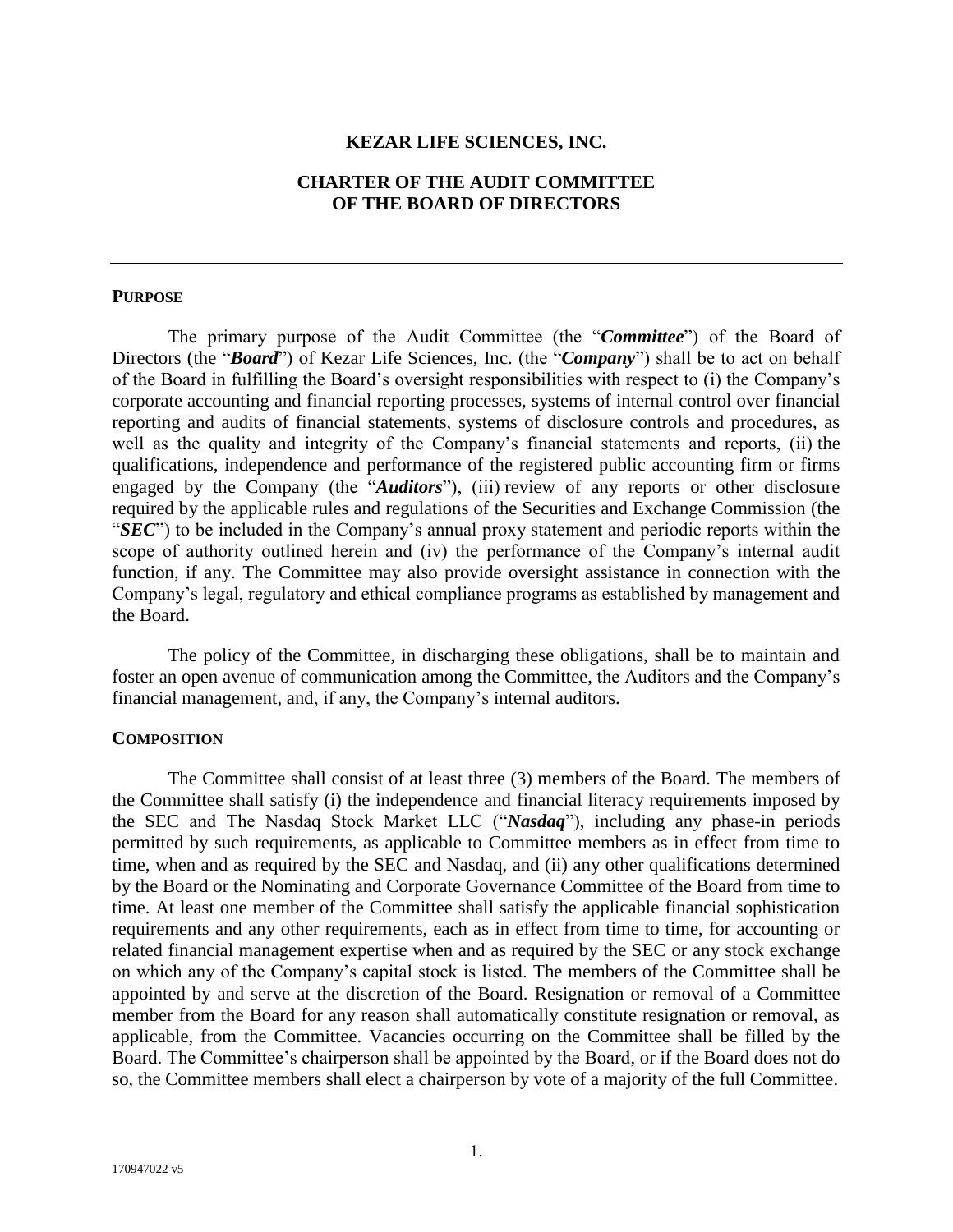**KEZAR LIFE SCIENCES, INC.**

**CHARTER OF THE AUDIT COMMITTEE OF THE BOARD OF DIRECTORS**

---

## PURPOSE

The primary purpose of the Audit Committee (the "***Committee***") of the Board of Directors (the "***Board***") of Kezar Life Sciences, Inc. (the "***Company***") shall be to act on behalf of the Board in fulfilling the Board's oversight responsibilities with respect to (i) the Company's corporate accounting and financial reporting processes, systems of internal control over financial reporting and audits of financial statements, systems of disclosure controls and procedures, as well as the quality and integrity of the Company's financial statements and reports, (ii) the qualifications, independence and performance of the registered public accounting firm or firms engaged by the Company (the "***Auditors***"), (iii) review of any reports or other disclosure required by the applicable rules and regulations of the Securities and Exchange Commission (the "***SEC***") to be included in the Company's annual proxy statement and periodic reports within the scope of authority outlined herein and (iv) the performance of the Company's internal audit function, if any. The Committee may also provide oversight assistance in connection with the Company's legal, regulatory and ethical compliance programs as established by management and the Board.

The policy of the Committee, in discharging these obligations, shall be to maintain and foster an open avenue of communication among the Committee, the Auditors and the Company's financial management, and, if any, the Company's internal auditors.

## COMPOSITION

The Committee shall consist of at least three (3) members of the Board. The members of the Committee shall satisfy (i) the independence and financial literacy requirements imposed by the SEC and The Nasdaq Stock Market LLC ("***Nasdaq***"), including any phase-in periods permitted by such requirements, as applicable to Committee members as in effect from time to time, when and as required by the SEC and Nasdaq, and (ii) any other qualifications determined by the Board or the Nominating and Corporate Governance Committee of the Board from time to time. At least one member of the Committee shall satisfy the applicable financial sophistication requirements and any other requirements, each as in effect from time to time, for accounting or related financial management expertise when and as required by the SEC or any stock exchange on which any of the Company's capital stock is listed. The members of the Committee shall be appointed by and serve at the discretion of the Board. Resignation or removal of a Committee member from the Board for any reason shall automatically constitute resignation or removal, as applicable, from the Committee. Vacancies occurring on the Committee shall be filled by the Board. The Committee's chairperson shall be appointed by the Board, or if the Board does not do so, the Committee members shall elect a chairperson by vote of a majority of the full Committee.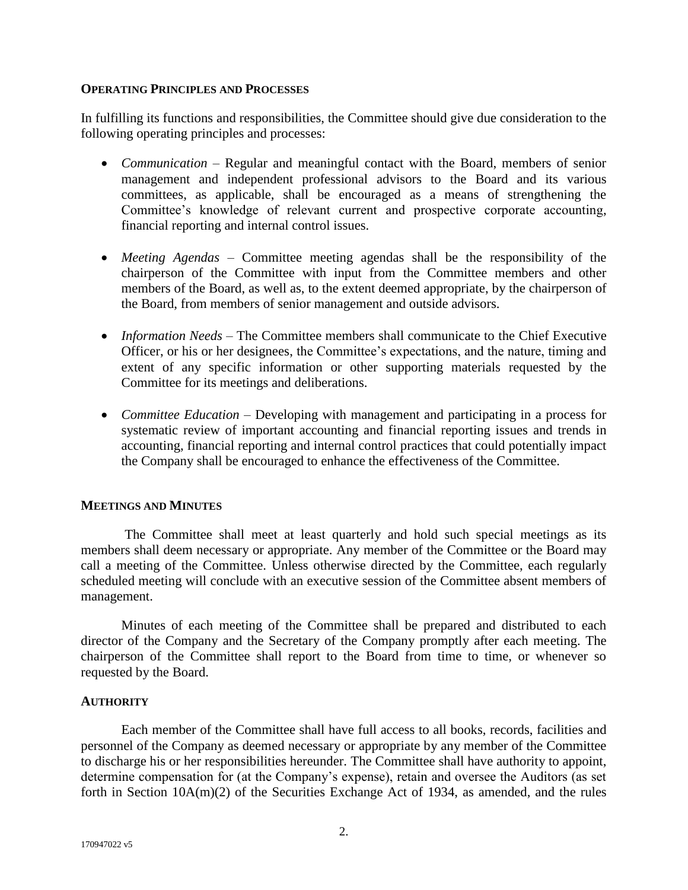## OPERATING PRINCIPLES AND PROCESSES

In fulfilling its functions and responsibilities, the Committee should give due consideration to the following operating principles and processes:

- *Communication* – Regular and meaningful contact with the Board, members of senior management and independent professional advisors to the Board and its various committees, as applicable, shall be encouraged as a means of strengthening the Committee's knowledge of relevant current and prospective corporate accounting, financial reporting and internal control issues.

- *Meeting Agendas* – Committee meeting agendas shall be the responsibility of the chairperson of the Committee with input from the Committee members and other members of the Board, as well as, to the extent deemed appropriate, by the chairperson of the Board, from members of senior management and outside advisors.

- *Information Needs* – The Committee members shall communicate to the Chief Executive Officer, or his or her designees, the Committee's expectations, and the nature, timing and extent of any specific information or other supporting materials requested by the Committee for its meetings and deliberations.

- *Committee Education* – Developing with management and participating in a process for systematic review of important accounting and financial reporting issues and trends in accounting, financial reporting and internal control practices that could potentially impact the Company shall be encouraged to enhance the effectiveness of the Committee.

## MEETINGS AND MINUTES

The Committee shall meet at least quarterly and hold such special meetings as its members shall deem necessary or appropriate. Any member of the Committee or the Board may call a meeting of the Committee. Unless otherwise directed by the Committee, each regularly scheduled meeting will conclude with an executive session of the Committee absent members of management.

Minutes of each meeting of the Committee shall be prepared and distributed to each director of the Company and the Secretary of the Company promptly after each meeting. The chairperson of the Committee shall report to the Board from time to time, or whenever so requested by the Board.

## AUTHORITY

Each member of the Committee shall have full access to all books, records, facilities and personnel of the Company as deemed necessary or appropriate by any member of the Committee to discharge his or her responsibilities hereunder. The Committee shall have authority to appoint, determine compensation for (at the Company's expense), retain and oversee the Auditors (as set forth in Section 10A(m)(2) of the Securities Exchange Act of 1934, as amended, and the rules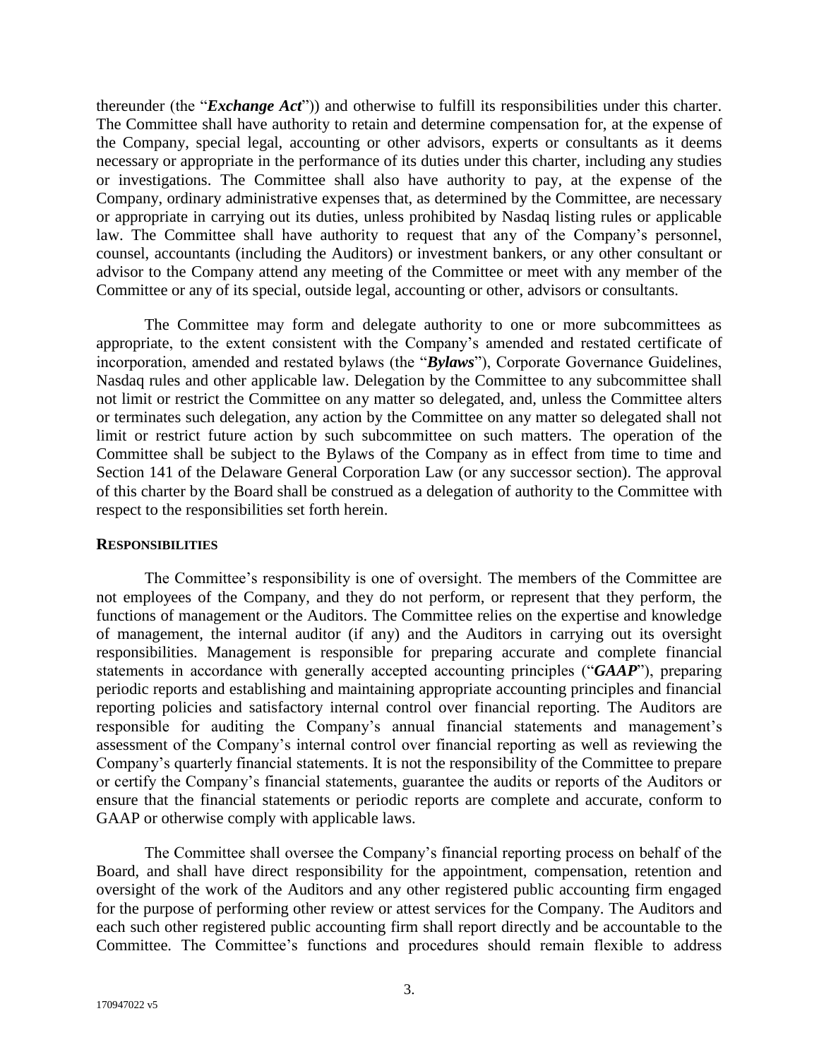thereunder (the "***Exchange Act***")) and otherwise to fulfill its responsibilities under this charter. The Committee shall have authority to retain and determine compensation for, at the expense of the Company, special legal, accounting or other advisors, experts or consultants as it deems necessary or appropriate in the performance of its duties under this charter, including any studies or investigations. The Committee shall also have authority to pay, at the expense of the Company, ordinary administrative expenses that, as determined by the Committee, are necessary or appropriate in carrying out its duties, unless prohibited by Nasdaq listing rules or applicable law. The Committee shall have authority to request that any of the Company's personnel, counsel, accountants (including the Auditors) or investment bankers, or any other consultant or advisor to the Company attend any meeting of the Committee or meet with any member of the Committee or any of its special, outside legal, accounting or other, advisors or consultants.

The Committee may form and delegate authority to one or more subcommittees as appropriate, to the extent consistent with the Company's amended and restated certificate of incorporation, amended and restated bylaws (the "***Bylaws***"), Corporate Governance Guidelines, Nasdaq rules and other applicable law. Delegation by the Committee to any subcommittee shall not limit or restrict the Committee on any matter so delegated, and, unless the Committee alters or terminates such delegation, any action by the Committee on any matter so delegated shall not limit or restrict future action by such subcommittee on such matters. The operation of the Committee shall be subject to the Bylaws of the Company as in effect from time to time and Section 141 of the Delaware General Corporation Law (or any successor section). The approval of this charter by the Board shall be construed as a delegation of authority to the Committee with respect to the responsibilities set forth herein.

## RESPONSIBILITIES

The Committee's responsibility is one of oversight. The members of the Committee are not employees of the Company, and they do not perform, or represent that they perform, the functions of management or the Auditors. The Committee relies on the expertise and knowledge of management, the internal auditor (if any) and the Auditors in carrying out its oversight responsibilities. Management is responsible for preparing accurate and complete financial statements in accordance with generally accepted accounting principles ("***GAAP***"), preparing periodic reports and establishing and maintaining appropriate accounting principles and financial reporting policies and satisfactory internal control over financial reporting. The Auditors are responsible for auditing the Company's annual financial statements and management's assessment of the Company's internal control over financial reporting as well as reviewing the Company's quarterly financial statements. It is not the responsibility of the Committee to prepare or certify the Company's financial statements, guarantee the audits or reports of the Auditors or ensure that the financial statements or periodic reports are complete and accurate, conform to GAAP or otherwise comply with applicable laws.

The Committee shall oversee the Company's financial reporting process on behalf of the Board, and shall have direct responsibility for the appointment, compensation, retention and oversight of the work of the Auditors and any other registered public accounting firm engaged for the purpose of performing other review or attest services for the Company. The Auditors and each such other registered public accounting firm shall report directly and be accountable to the Committee. The Committee's functions and procedures should remain flexible to address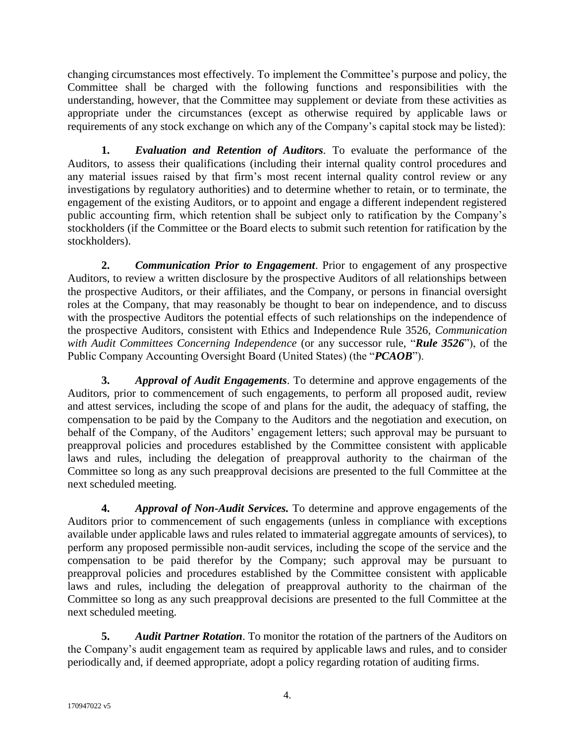changing circumstances most effectively. To implement the Committee's purpose and policy, the Committee shall be charged with the following functions and responsibilities with the understanding, however, that the Committee may supplement or deviate from these activities as appropriate under the circumstances (except as otherwise required by applicable laws or requirements of any stock exchange on which any of the Company's capital stock may be listed):

**1.** ***Evaluation and Retention of Auditors***. To evaluate the performance of the Auditors, to assess their qualifications (including their internal quality control procedures and any material issues raised by that firm's most recent internal quality control review or any investigations by regulatory authorities) and to determine whether to retain, or to terminate, the engagement of the existing Auditors, or to appoint and engage a different independent registered public accounting firm, which retention shall be subject only to ratification by the Company's stockholders (if the Committee or the Board elects to submit such retention for ratification by the stockholders).

**2.** ***Communication Prior to Engagement***. Prior to engagement of any prospective Auditors, to review a written disclosure by the prospective Auditors of all relationships between the prospective Auditors, or their affiliates, and the Company, or persons in financial oversight roles at the Company, that may reasonably be thought to bear on independence, and to discuss with the prospective Auditors the potential effects of such relationships on the independence of the prospective Auditors, consistent with Ethics and Independence Rule 3526, *Communication with Audit Committees Concerning Independence* (or any successor rule, "***Rule 3526***"), of the Public Company Accounting Oversight Board (United States) (the "***PCAOB***").

**3.** ***Approval of Audit Engagements***. To determine and approve engagements of the Auditors, prior to commencement of such engagements, to perform all proposed audit, review and attest services, including the scope of and plans for the audit, the adequacy of staffing, the compensation to be paid by the Company to the Auditors and the negotiation and execution, on behalf of the Company, of the Auditors' engagement letters; such approval may be pursuant to preapproval policies and procedures established by the Committee consistent with applicable laws and rules, including the delegation of preapproval authority to the chairman of the Committee so long as any such preapproval decisions are presented to the full Committee at the next scheduled meeting.

**4.** ***Approval of Non-Audit Services.*** To determine and approve engagements of the Auditors prior to commencement of such engagements (unless in compliance with exceptions available under applicable laws and rules related to immaterial aggregate amounts of services), to perform any proposed permissible non-audit services, including the scope of the service and the compensation to be paid therefor by the Company; such approval may be pursuant to preapproval policies and procedures established by the Committee consistent with applicable laws and rules, including the delegation of preapproval authority to the chairman of the Committee so long as any such preapproval decisions are presented to the full Committee at the next scheduled meeting.

**5.** ***Audit Partner Rotation***. To monitor the rotation of the partners of the Auditors on the Company's audit engagement team as required by applicable laws and rules, and to consider periodically and, if deemed appropriate, adopt a policy regarding rotation of auditing firms.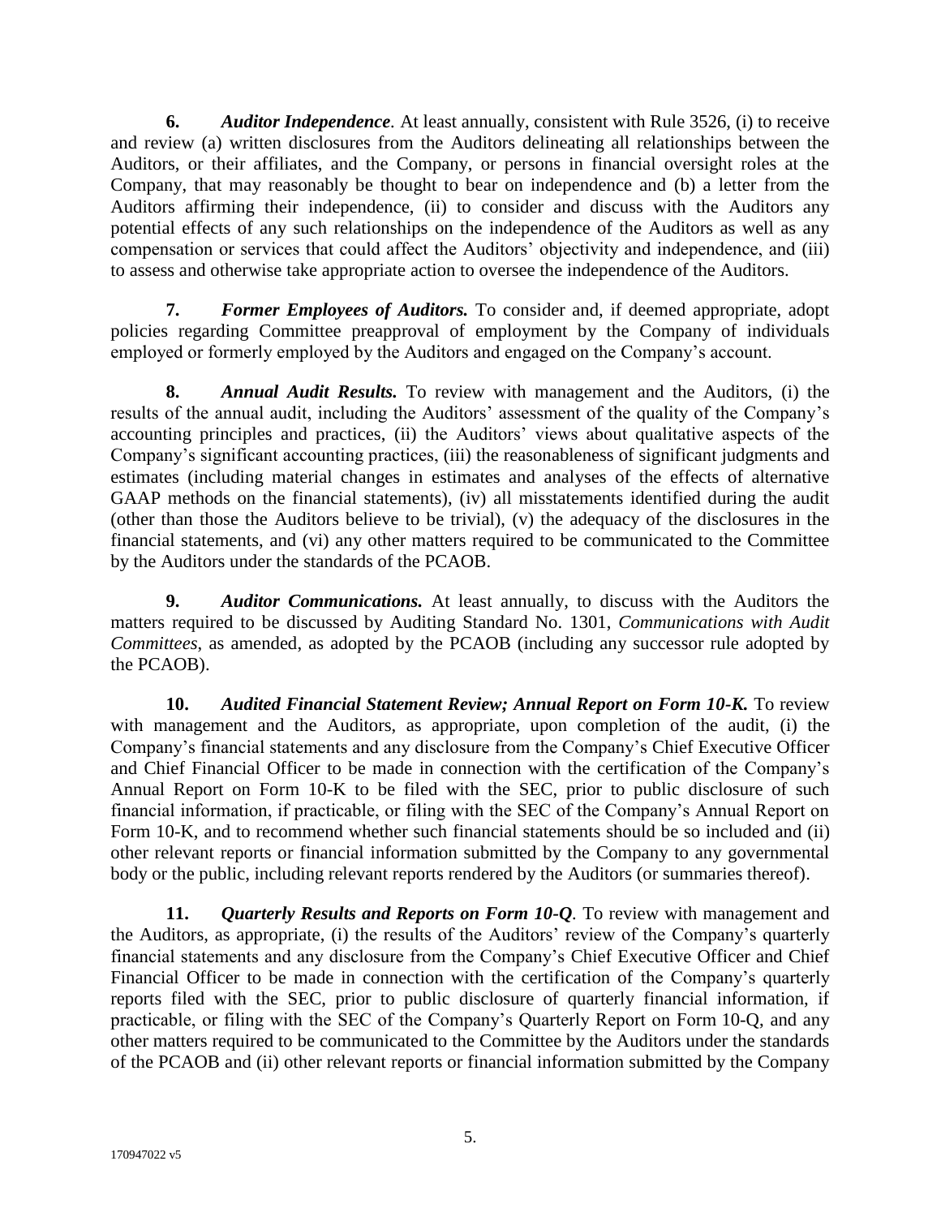**6.** ***Auditor Independence*.** At least annually, consistent with Rule 3526, (i) to receive and review (a) written disclosures from the Auditors delineating all relationships between the Auditors, or their affiliates, and the Company, or persons in financial oversight roles at the Company, that may reasonably be thought to bear on independence and (b) a letter from the Auditors affirming their independence, (ii) to consider and discuss with the Auditors any potential effects of any such relationships on the independence of the Auditors as well as any compensation or services that could affect the Auditors' objectivity and independence, and (iii) to assess and otherwise take appropriate action to oversee the independence of the Auditors.

**7.** ***Former Employees of Auditors.*** To consider and, if deemed appropriate, adopt policies regarding Committee preapproval of employment by the Company of individuals employed or formerly employed by the Auditors and engaged on the Company's account.

**8.** ***Annual Audit Results.*** To review with management and the Auditors, (i) the results of the annual audit, including the Auditors' assessment of the quality of the Company's accounting principles and practices, (ii) the Auditors' views about qualitative aspects of the Company's significant accounting practices, (iii) the reasonableness of significant judgments and estimates (including material changes in estimates and analyses of the effects of alternative GAAP methods on the financial statements), (iv) all misstatements identified during the audit (other than those the Auditors believe to be trivial), (v) the adequacy of the disclosures in the financial statements, and (vi) any other matters required to be communicated to the Committee by the Auditors under the standards of the PCAOB.

**9.** ***Auditor Communications.*** At least annually, to discuss with the Auditors the matters required to be discussed by Auditing Standard No. 1301, *Communications with Audit Committees*, as amended, as adopted by the PCAOB (including any successor rule adopted by the PCAOB).

**10.** ***Audited Financial Statement Review; Annual Report on Form 10-K.*** To review with management and the Auditors, as appropriate, upon completion of the audit, (i) the Company's financial statements and any disclosure from the Company's Chief Executive Officer and Chief Financial Officer to be made in connection with the certification of the Company's Annual Report on Form 10-K to be filed with the SEC, prior to public disclosure of such financial information, if practicable, or filing with the SEC of the Company's Annual Report on Form 10-K, and to recommend whether such financial statements should be so included and (ii) other relevant reports or financial information submitted by the Company to any governmental body or the public, including relevant reports rendered by the Auditors (or summaries thereof).

**11.** ***Quarterly Results and Reports on Form 10-Q*.** To review with management and the Auditors, as appropriate, (i) the results of the Auditors' review of the Company's quarterly financial statements and any disclosure from the Company's Chief Executive Officer and Chief Financial Officer to be made in connection with the certification of the Company's quarterly reports filed with the SEC, prior to public disclosure of quarterly financial information, if practicable, or filing with the SEC of the Company's Quarterly Report on Form 10-Q, and any other matters required to be communicated to the Committee by the Auditors under the standards of the PCAOB and (ii) other relevant reports or financial information submitted by the Company

170947022 v5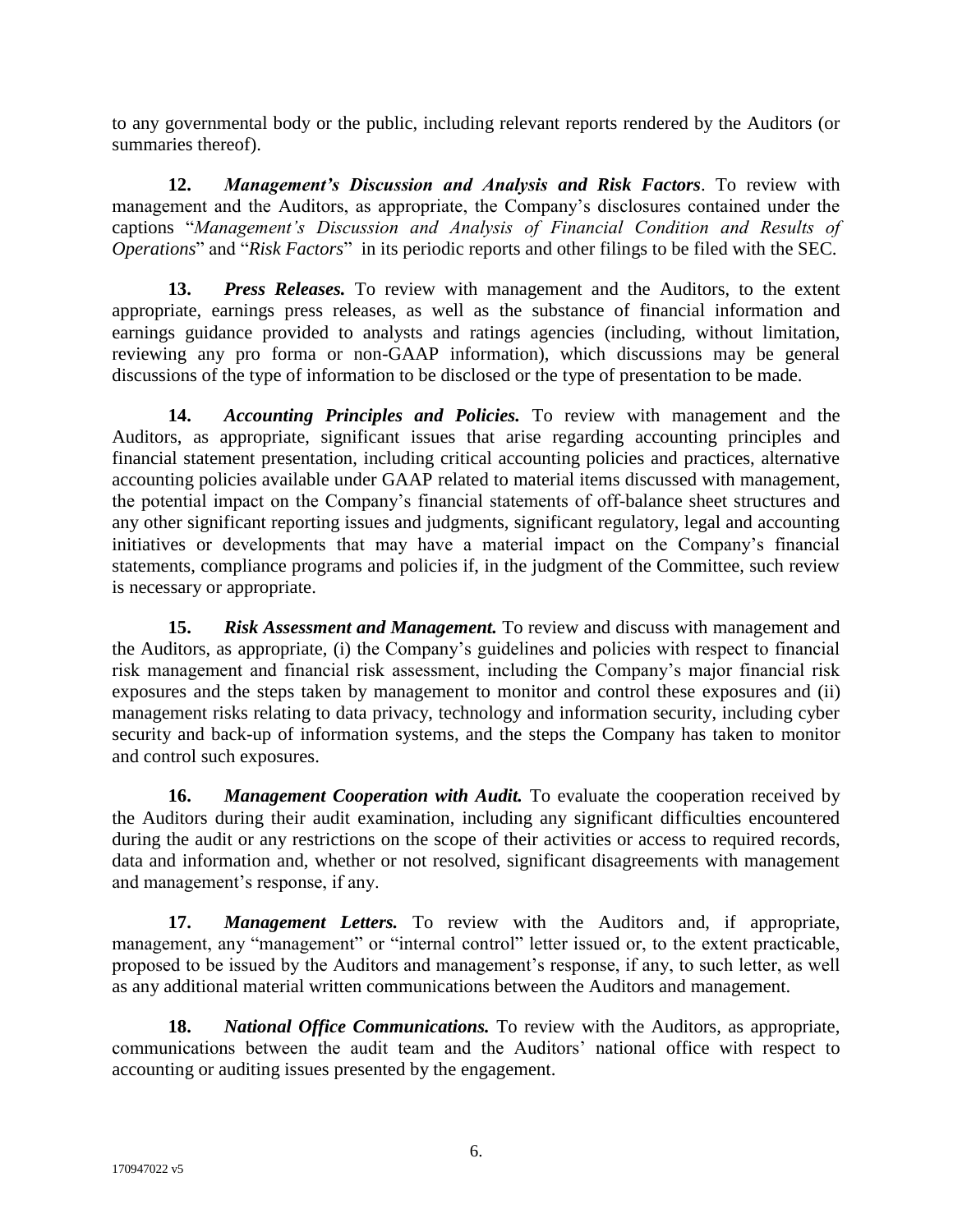to any governmental body or the public, including relevant reports rendered by the Auditors (or summaries thereof).

**12.** ***Management's Discussion and Analysis and Risk Factors***. To review with management and the Auditors, as appropriate, the Company's disclosures contained under the captions "*Management's Discussion and Analysis of Financial Condition and Results of Operations*" and "*Risk Factors*" in its periodic reports and other filings to be filed with the SEC.

**13.** ***Press Releases.*** To review with management and the Auditors, to the extent appropriate, earnings press releases, as well as the substance of financial information and earnings guidance provided to analysts and ratings agencies (including, without limitation, reviewing any pro forma or non-GAAP information), which discussions may be general discussions of the type of information to be disclosed or the type of presentation to be made.

**14.** ***Accounting Principles and Policies.*** To review with management and the Auditors, as appropriate, significant issues that arise regarding accounting principles and financial statement presentation, including critical accounting policies and practices, alternative accounting policies available under GAAP related to material items discussed with management, the potential impact on the Company's financial statements of off-balance sheet structures and any other significant reporting issues and judgments, significant regulatory, legal and accounting initiatives or developments that may have a material impact on the Company's financial statements, compliance programs and policies if, in the judgment of the Committee, such review is necessary or appropriate.

**15.** ***Risk Assessment and Management.*** To review and discuss with management and the Auditors, as appropriate, (i) the Company's guidelines and policies with respect to financial risk management and financial risk assessment, including the Company's major financial risk exposures and the steps taken by management to monitor and control these exposures and (ii) management risks relating to data privacy, technology and information security, including cyber security and back-up of information systems, and the steps the Company has taken to monitor and control such exposures.

**16.** ***Management Cooperation with Audit.*** To evaluate the cooperation received by the Auditors during their audit examination, including any significant difficulties encountered during the audit or any restrictions on the scope of their activities or access to required records, data and information and, whether or not resolved, significant disagreements with management and management's response, if any.

**17.** ***Management Letters.*** To review with the Auditors and, if appropriate, management, any "management" or "internal control" letter issued or, to the extent practicable, proposed to be issued by the Auditors and management's response, if any, to such letter, as well as any additional material written communications between the Auditors and management.

**18.** ***National Office Communications.*** To review with the Auditors, as appropriate, communications between the audit team and the Auditors' national office with respect to accounting or auditing issues presented by the engagement.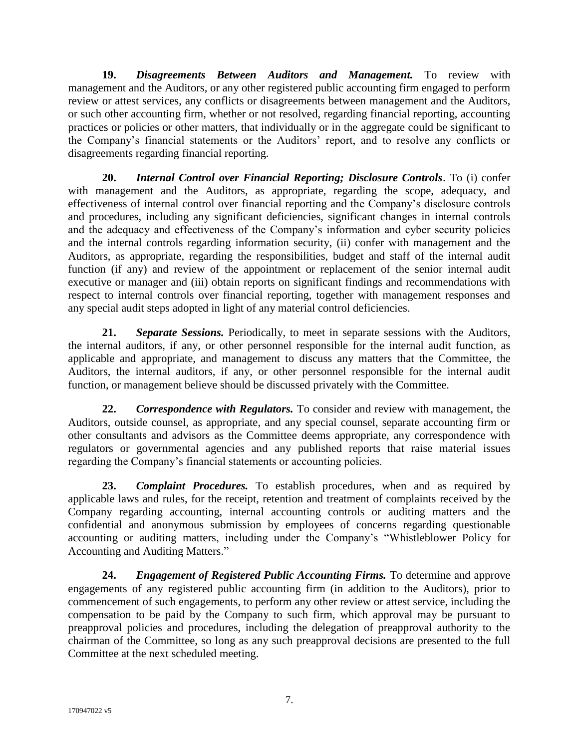**19.** ***Disagreements Between Auditors and Management.*** To review with management and the Auditors, or any other registered public accounting firm engaged to perform review or attest services, any conflicts or disagreements between management and the Auditors, or such other accounting firm, whether or not resolved, regarding financial reporting, accounting practices or policies or other matters, that individually or in the aggregate could be significant to the Company's financial statements or the Auditors' report, and to resolve any conflicts or disagreements regarding financial reporting.

**20.** ***Internal Control over Financial Reporting; Disclosure Controls***. To (i) confer with management and the Auditors, as appropriate, regarding the scope, adequacy, and effectiveness of internal control over financial reporting and the Company's disclosure controls and procedures, including any significant deficiencies, significant changes in internal controls and the adequacy and effectiveness of the Company's information and cyber security policies and the internal controls regarding information security, (ii) confer with management and the Auditors, as appropriate, regarding the responsibilities, budget and staff of the internal audit function (if any) and review of the appointment or replacement of the senior internal audit executive or manager and (iii) obtain reports on significant findings and recommendations with respect to internal controls over financial reporting, together with management responses and any special audit steps adopted in light of any material control deficiencies.

**21.** ***Separate Sessions.*** Periodically, to meet in separate sessions with the Auditors, the internal auditors, if any, or other personnel responsible for the internal audit function, as applicable and appropriate, and management to discuss any matters that the Committee, the Auditors, the internal auditors, if any, or other personnel responsible for the internal audit function, or management believe should be discussed privately with the Committee.

**22.** ***Correspondence with Regulators.*** To consider and review with management, the Auditors, outside counsel, as appropriate, and any special counsel, separate accounting firm or other consultants and advisors as the Committee deems appropriate, any correspondence with regulators or governmental agencies and any published reports that raise material issues regarding the Company's financial statements or accounting policies.

**23.** ***Complaint Procedures.*** To establish procedures, when and as required by applicable laws and rules, for the receipt, retention and treatment of complaints received by the Company regarding accounting, internal accounting controls or auditing matters and the confidential and anonymous submission by employees of concerns regarding questionable accounting or auditing matters, including under the Company's "Whistleblower Policy for Accounting and Auditing Matters."

**24.** ***Engagement of Registered Public Accounting Firms.*** To determine and approve engagements of any registered public accounting firm (in addition to the Auditors), prior to commencement of such engagements, to perform any other review or attest service, including the compensation to be paid by the Company to such firm, which approval may be pursuant to preapproval policies and procedures, including the delegation of preapproval authority to the chairman of the Committee, so long as any such preapproval decisions are presented to the full Committee at the next scheduled meeting.

170947022 v5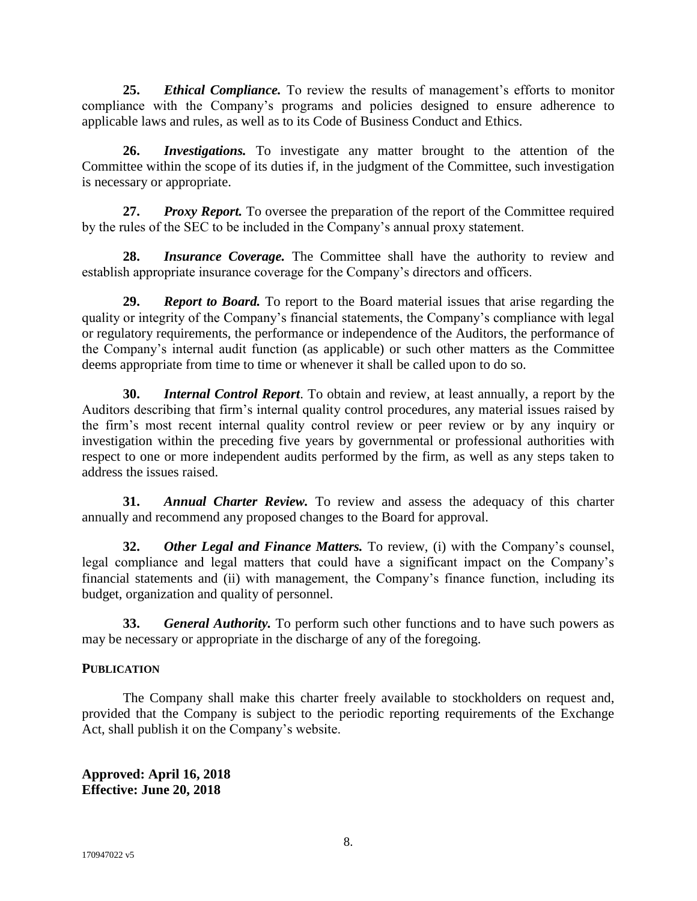**25.** ***Ethical Compliance.*** To review the results of management's efforts to monitor compliance with the Company's programs and policies designed to ensure adherence to applicable laws and rules, as well as to its Code of Business Conduct and Ethics.

**26.** ***Investigations.*** To investigate any matter brought to the attention of the Committee within the scope of its duties if, in the judgment of the Committee, such investigation is necessary or appropriate.

**27.** ***Proxy Report.*** To oversee the preparation of the report of the Committee required by the rules of the SEC to be included in the Company's annual proxy statement.

**28.** ***Insurance Coverage.*** The Committee shall have the authority to review and establish appropriate insurance coverage for the Company's directors and officers.

**29.** ***Report to Board.*** To report to the Board material issues that arise regarding the quality or integrity of the Company's financial statements, the Company's compliance with legal or regulatory requirements, the performance or independence of the Auditors, the performance of the Company's internal audit function (as applicable) or such other matters as the Committee deems appropriate from time to time or whenever it shall be called upon to do so.

**30.** ***Internal Control Report***. To obtain and review, at least annually, a report by the Auditors describing that firm's internal quality control procedures, any material issues raised by the firm's most recent internal quality control review or peer review or by any inquiry or investigation within the preceding five years by governmental or professional authorities with respect to one or more independent audits performed by the firm, as well as any steps taken to address the issues raised.

**31.** ***Annual Charter Review.*** To review and assess the adequacy of this charter annually and recommend any proposed changes to the Board for approval.

**32.** ***Other Legal and Finance Matters.*** To review, (i) with the Company's counsel, legal compliance and legal matters that could have a significant impact on the Company's financial statements and (ii) with management, the Company's finance function, including its budget, organization and quality of personnel.

**33.** ***General Authority.*** To perform such other functions and to have such powers as may be necessary or appropriate in the discharge of any of the foregoing.

**PUBLICATION**

The Company shall make this charter freely available to stockholders on request and, provided that the Company is subject to the periodic reporting requirements of the Exchange Act, shall publish it on the Company's website.

**Approved: April 16, 2018**
**Effective: June 20, 2018**